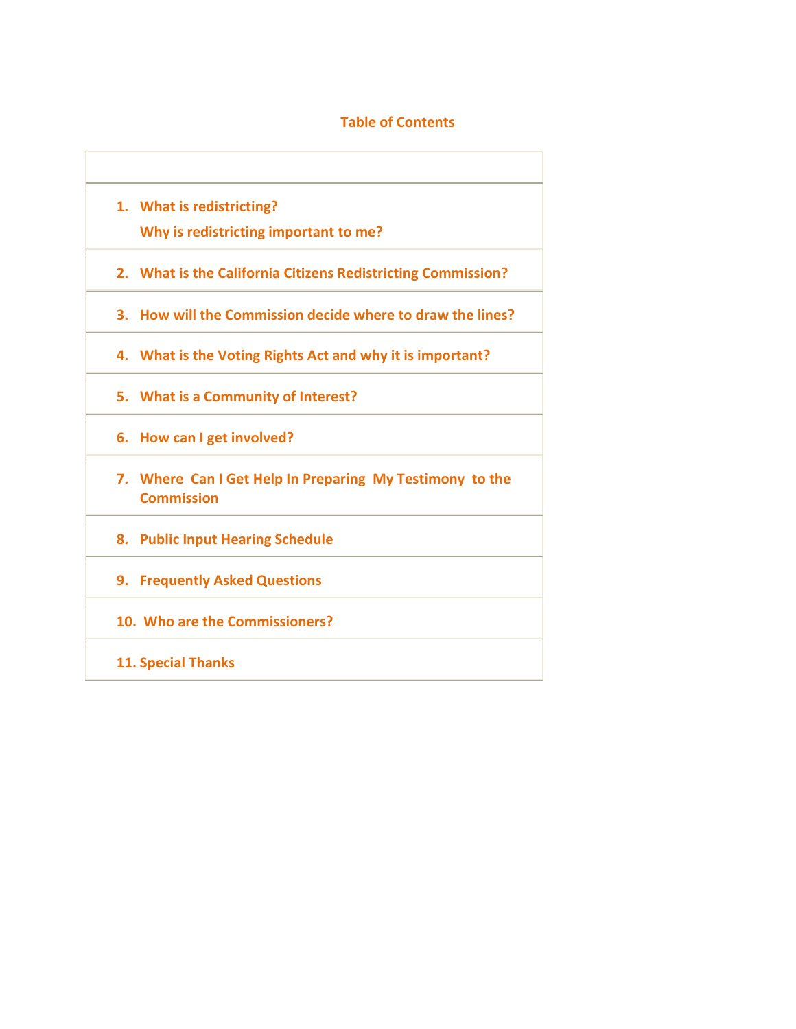## Table of Contents

1. **What is redistricting?**
   **Why is redistricting important to me?**
2. **What is the California Citizens Redistricting Commission?**
3. **How will the Commission decide where to draw the lines?**
4. **What is the Voting Rights Act and why it is important?**
5. **What is a Community of Interest?**
6. **How can I get involved?**
7. **Where Can I Get Help In Preparing My Testimony to the Commission**
8. **Public Input Hearing Schedule**
9. **Frequently Asked Questions**
10. **Who are the Commissioners?**
11. **Special Thanks**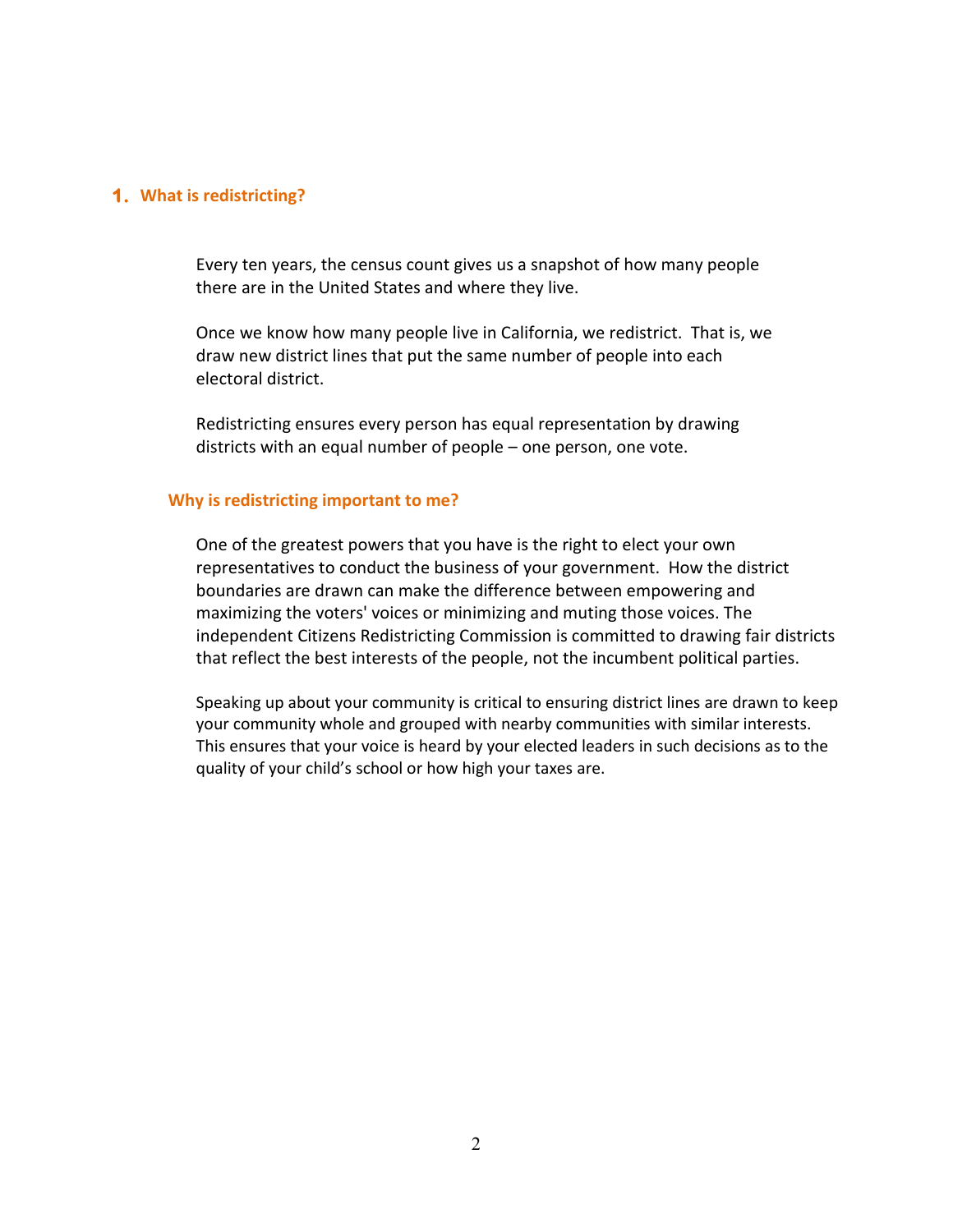## 1. What is redistricting?

Every ten years, the census count gives us a snapshot of how many people there are in the United States and where they live.

Once we know how many people live in California, we redistrict. That is, we draw new district lines that put the same number of people into each electoral district.

Redistricting ensures every person has equal representation by drawing districts with an equal number of people – one person, one vote.

### Why is redistricting important to me?

One of the greatest powers that you have is the right to elect your own representatives to conduct the business of your government. How the district boundaries are drawn can make the difference between empowering and maximizing the voters' voices or minimizing and muting those voices. The independent Citizens Redistricting Commission is committed to drawing fair districts that reflect the best interests of the people, not the incumbent political parties.

Speaking up about your community is critical to ensuring district lines are drawn to keep your community whole and grouped with nearby communities with similar interests. This ensures that your voice is heard by your elected leaders in such decisions as to the quality of your child's school or how high your taxes are.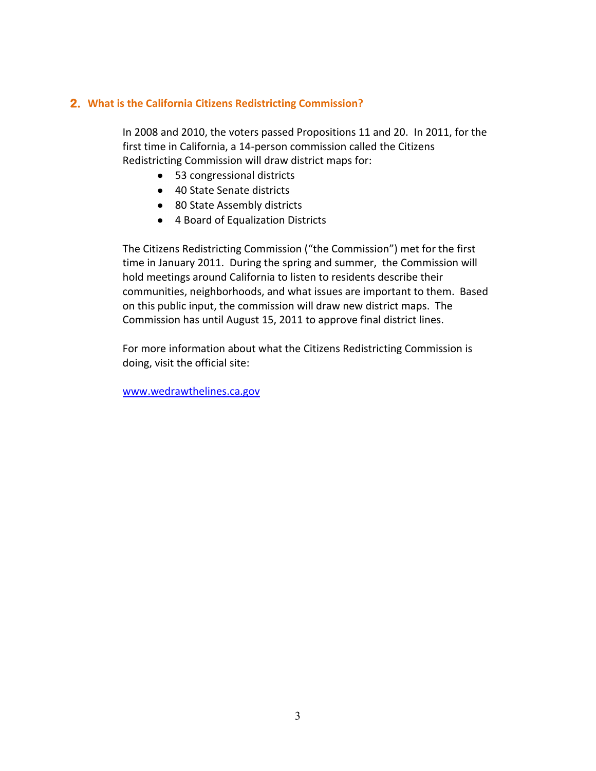## 2. What is the California Citizens Redistricting Commission?

In 2008 and 2010, the voters passed Propositions 11 and 20. In 2011, for the first time in California, a 14-person commission called the Citizens Redistricting Commission will draw district maps for:

- 53 congressional districts
- 40 State Senate districts
- 80 State Assembly districts
- 4 Board of Equalization Districts

The Citizens Redistricting Commission ("the Commission") met for the first time in January 2011. During the spring and summer, the Commission will hold meetings around California to listen to residents describe their communities, neighborhoods, and what issues are important to them. Based on this public input, the commission will draw new district maps. The Commission has until August 15, 2011 to approve final district lines.

For more information about what the Citizens Redistricting Commission is doing, visit the official site:

[www.wedrawthelines.ca.gov](http://www.wedrawthelines.ca.gov)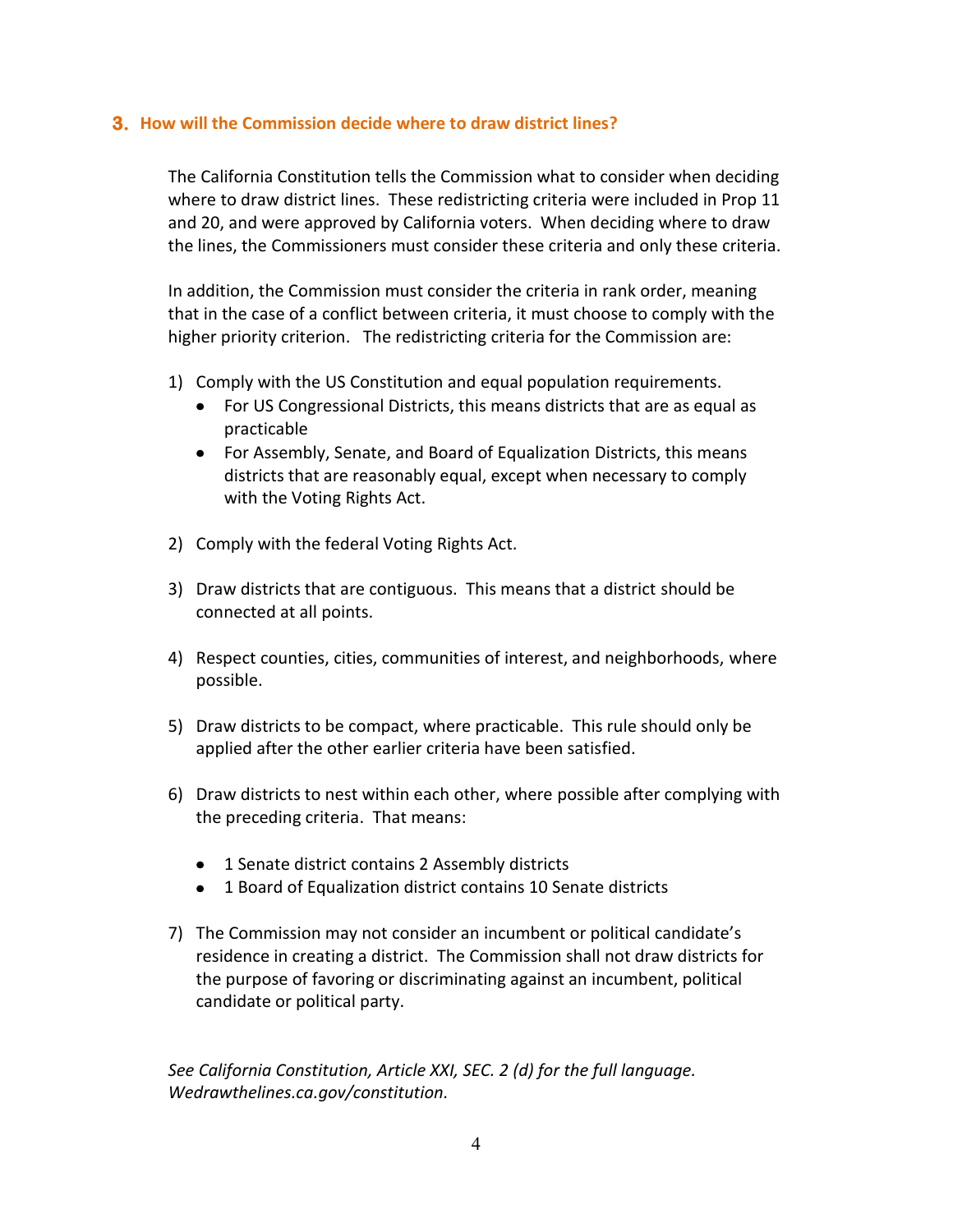### 3. How will the Commission decide where to draw district lines?

The California Constitution tells the Commission what to consider when deciding where to draw district lines. These redistricting criteria were included in Prop 11 and 20, and were approved by California voters. When deciding where to draw the lines, the Commissioners must consider these criteria and only these criteria.

In addition, the Commission must consider the criteria in rank order, meaning that in the case of a conflict between criteria, it must choose to comply with the higher priority criterion. The redistricting criteria for the Commission are:

1) Comply with the US Constitution and equal population requirements.
   - For US Congressional Districts, this means districts that are as equal as practicable
   - For Assembly, Senate, and Board of Equalization Districts, this means districts that are reasonably equal, except when necessary to comply with the Voting Rights Act.

2) Comply with the federal Voting Rights Act.

3) Draw districts that are contiguous. This means that a district should be connected at all points.

4) Respect counties, cities, communities of interest, and neighborhoods, where possible.

5) Draw districts to be compact, where practicable. This rule should only be applied after the other earlier criteria have been satisfied.

6) Draw districts to nest within each other, where possible after complying with the preceding criteria. That means:

   - 1 Senate district contains 2 Assembly districts
   - 1 Board of Equalization district contains 10 Senate districts

7) The Commission may not consider an incumbent or political candidate's residence in creating a district. The Commission shall not draw districts for the purpose of favoring or discriminating against an incumbent, political candidate or political party.

*See California Constitution, Article XXI, SEC. 2 (d) for the full language. Wedrawthelines.ca.gov/constitution.*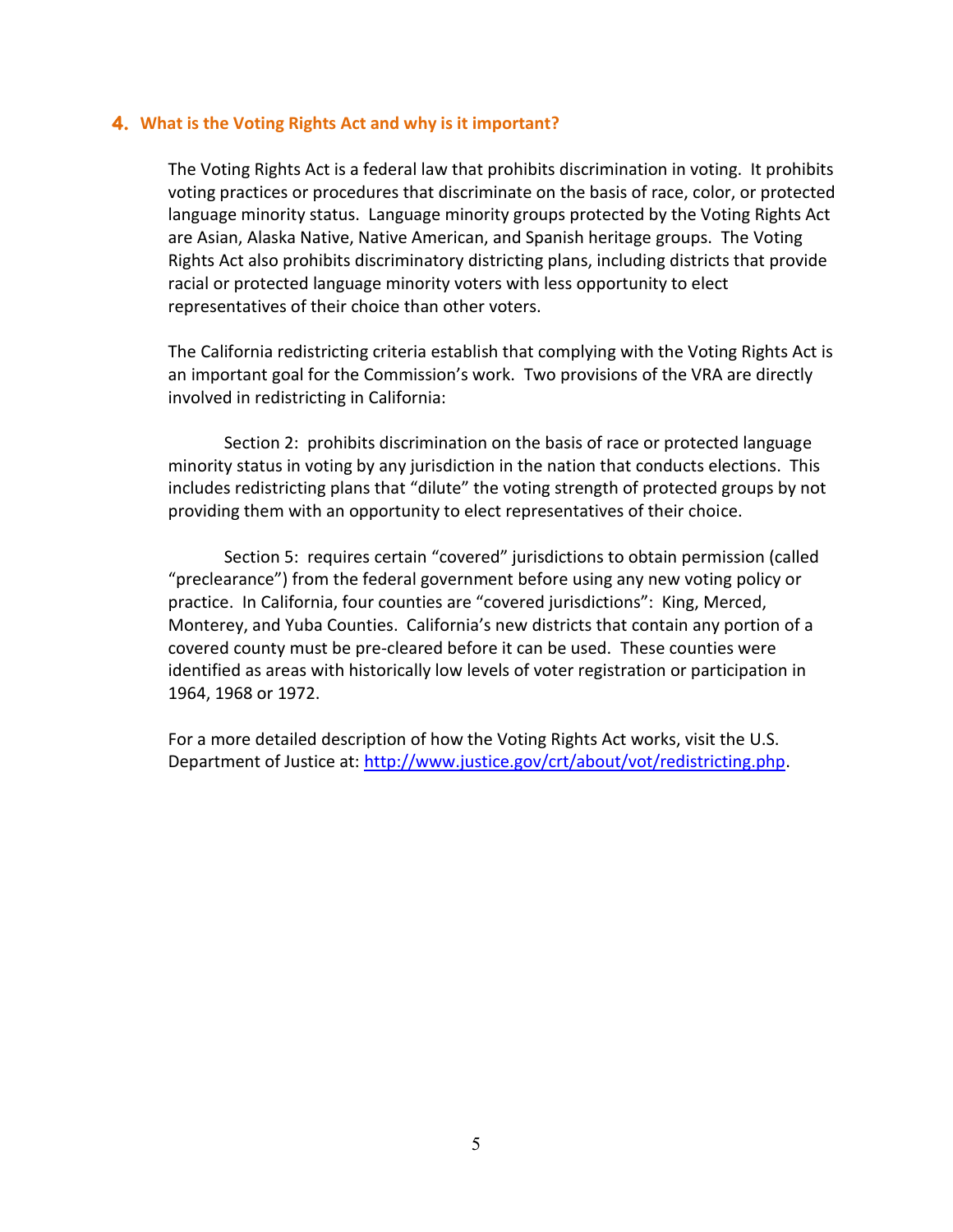## 4. What is the Voting Rights Act and why is it important?

The Voting Rights Act is a federal law that prohibits discrimination in voting. It prohibits voting practices or procedures that discriminate on the basis of race, color, or protected language minority status. Language minority groups protected by the Voting Rights Act are Asian, Alaska Native, Native American, and Spanish heritage groups. The Voting Rights Act also prohibits discriminatory districting plans, including districts that provide racial or protected language minority voters with less opportunity to elect representatives of their choice than other voters.

The California redistricting criteria establish that complying with the Voting Rights Act is an important goal for the Commission's work. Two provisions of the VRA are directly involved in redistricting in California:

Section 2: prohibits discrimination on the basis of race or protected language minority status in voting by any jurisdiction in the nation that conducts elections. This includes redistricting plans that "dilute" the voting strength of protected groups by not providing them with an opportunity to elect representatives of their choice.

Section 5: requires certain "covered" jurisdictions to obtain permission (called "preclearance") from the federal government before using any new voting policy or practice. In California, four counties are "covered jurisdictions": King, Merced, Monterey, and Yuba Counties. California's new districts that contain any portion of a covered county must be pre-cleared before it can be used. These counties were identified as areas with historically low levels of voter registration or participation in 1964, 1968 or 1972.

For a more detailed description of how the Voting Rights Act works, visit the U.S. Department of Justice at: [http://www.justice.gov/crt/about/vot/redistricting.php](http://www.justice.gov/crt/about/vot/redistricting.php).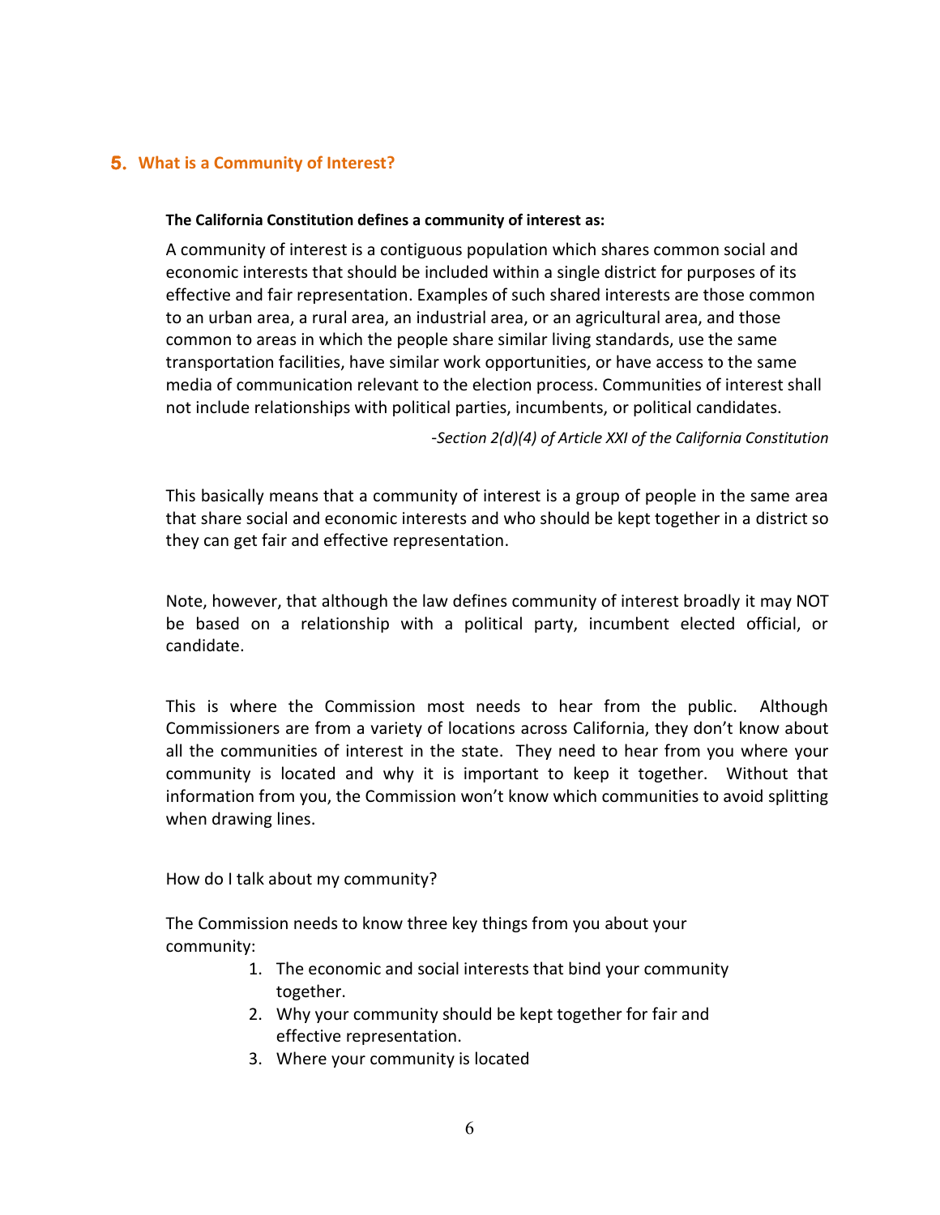## 5. What is a Community of Interest?

**The California Constitution defines a community of interest as:**

A community of interest is a contiguous population which shares common social and economic interests that should be included within a single district for purposes of its effective and fair representation. Examples of such shared interests are those common to an urban area, a rural area, an industrial area, or an agricultural area, and those common to areas in which the people share similar living standards, use the same transportation facilities, have similar work opportunities, or have access to the same media of communication relevant to the election process. Communities of interest shall not include relationships with political parties, incumbents, or political candidates.

*-Section 2(d)(4) of Article XXI of the California Constitution*

This basically means that a community of interest is a group of people in the same area that share social and economic interests and who should be kept together in a district so they can get fair and effective representation.

Note, however, that although the law defines community of interest broadly it may NOT be based on a relationship with a political party, incumbent elected official, or candidate.

This is where the Commission most needs to hear from the public. Although Commissioners are from a variety of locations across California, they don't know about all the communities of interest in the state. They need to hear from you where your community is located and why it is important to keep it together. Without that information from you, the Commission won't know which communities to avoid splitting when drawing lines.

How do I talk about my community?

The Commission needs to know three key things from you about your community:

1. The economic and social interests that bind your community together.
2. Why your community should be kept together for fair and effective representation.
3. Where your community is located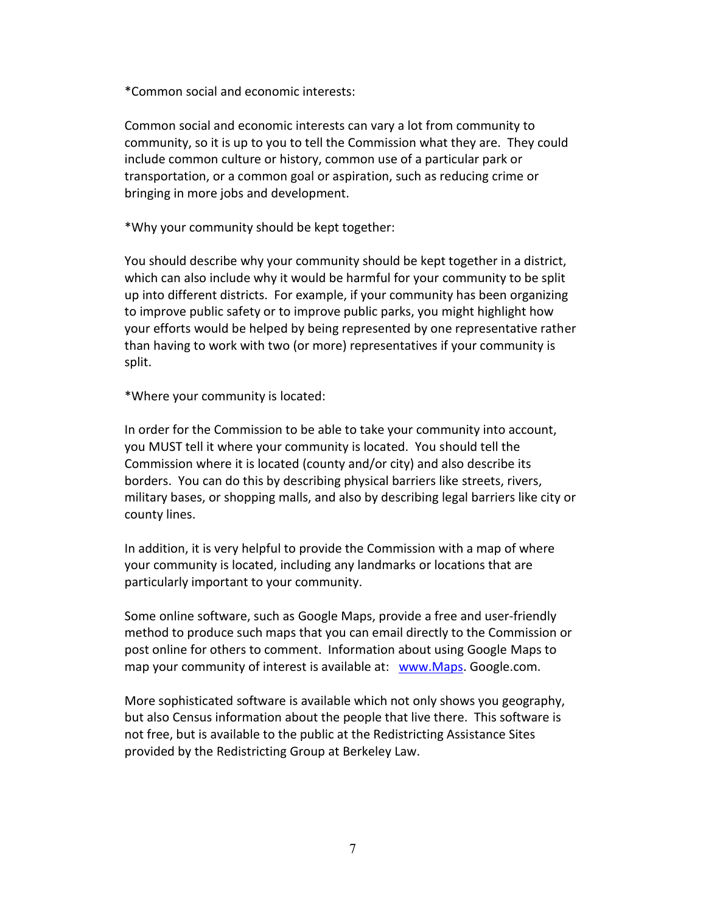*Common social and economic interests:

Common social and economic interests can vary a lot from community to community, so it is up to you to tell the Commission what they are. They could include common culture or history, common use of a particular park or transportation, or a common goal or aspiration, such as reducing crime or bringing in more jobs and development.

*Why your community should be kept together:

You should describe why your community should be kept together in a district, which can also include why it would be harmful for your community to be split up into different districts. For example, if your community has been organizing to improve public safety or to improve public parks, you might highlight how your efforts would be helped by being represented by one representative rather than having to work with two (or more) representatives if your community is split.

*Where your community is located:

In order for the Commission to be able to take your community into account, you MUST tell it where your community is located. You should tell the Commission where it is located (county and/or city) and also describe its borders. You can do this by describing physical barriers like streets, rivers, military bases, or shopping malls, and also by describing legal barriers like city or county lines.

In addition, it is very helpful to provide the Commission with a map of where your community is located, including any landmarks or locations that are particularly important to your community.

Some online software, such as Google Maps, provide a free and user-friendly method to produce such maps that you can email directly to the Commission or post online for others to comment. Information about using Google Maps to map your community of interest is available at: [www.Maps](www.Maps). Google.com.

More sophisticated software is available which not only shows you geography, but also Census information about the people that live there. This software is not free, but is available to the public at the Redistricting Assistance Sites provided by the Redistricting Group at Berkeley Law.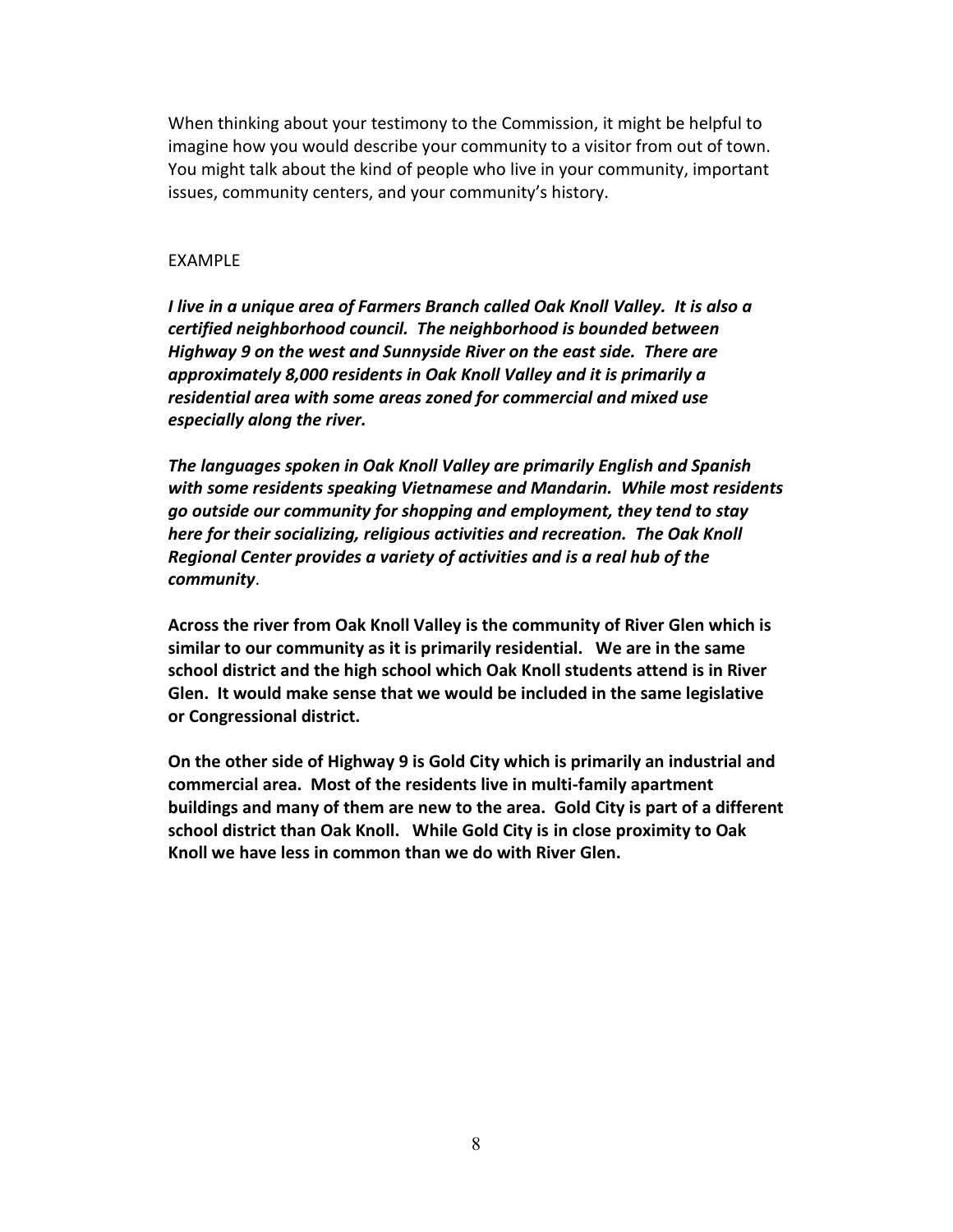When thinking about your testimony to the Commission, it might be helpful to imagine how you would describe your community to a visitor from out of town. You might talk about the kind of people who live in your community, important issues, community centers, and your community's history.

EXAMPLE

***I live in a unique area of Farmers Branch called Oak Knoll Valley. It is also a certified neighborhood council. The neighborhood is bounded between Highway 9 on the west and Sunnyside River on the east side. There are approximately 8,000 residents in Oak Knoll Valley and it is primarily a residential area with some areas zoned for commercial and mixed use especially along the river.***

***The languages spoken in Oak Knoll Valley are primarily English and Spanish with some residents speaking Vietnamese and Mandarin. While most residents go outside our community for shopping and employment, they tend to stay here for their socializing, religious activities and recreation. The Oak Knoll Regional Center provides a variety of activities and is a real hub of the community***.

**Across the river from Oak Knoll Valley is the community of River Glen which is similar to our community as it is primarily residential. We are in the same school district and the high school which Oak Knoll students attend is in River Glen. It would make sense that we would be included in the same legislative or Congressional district.**

**On the other side of Highway 9 is Gold City which is primarily an industrial and commercial area. Most of the residents live in multi-family apartment buildings and many of them are new to the area. Gold City is part of a different school district than Oak Knoll. While Gold City is in close proximity to Oak Knoll we have less in common than we do with River Glen.**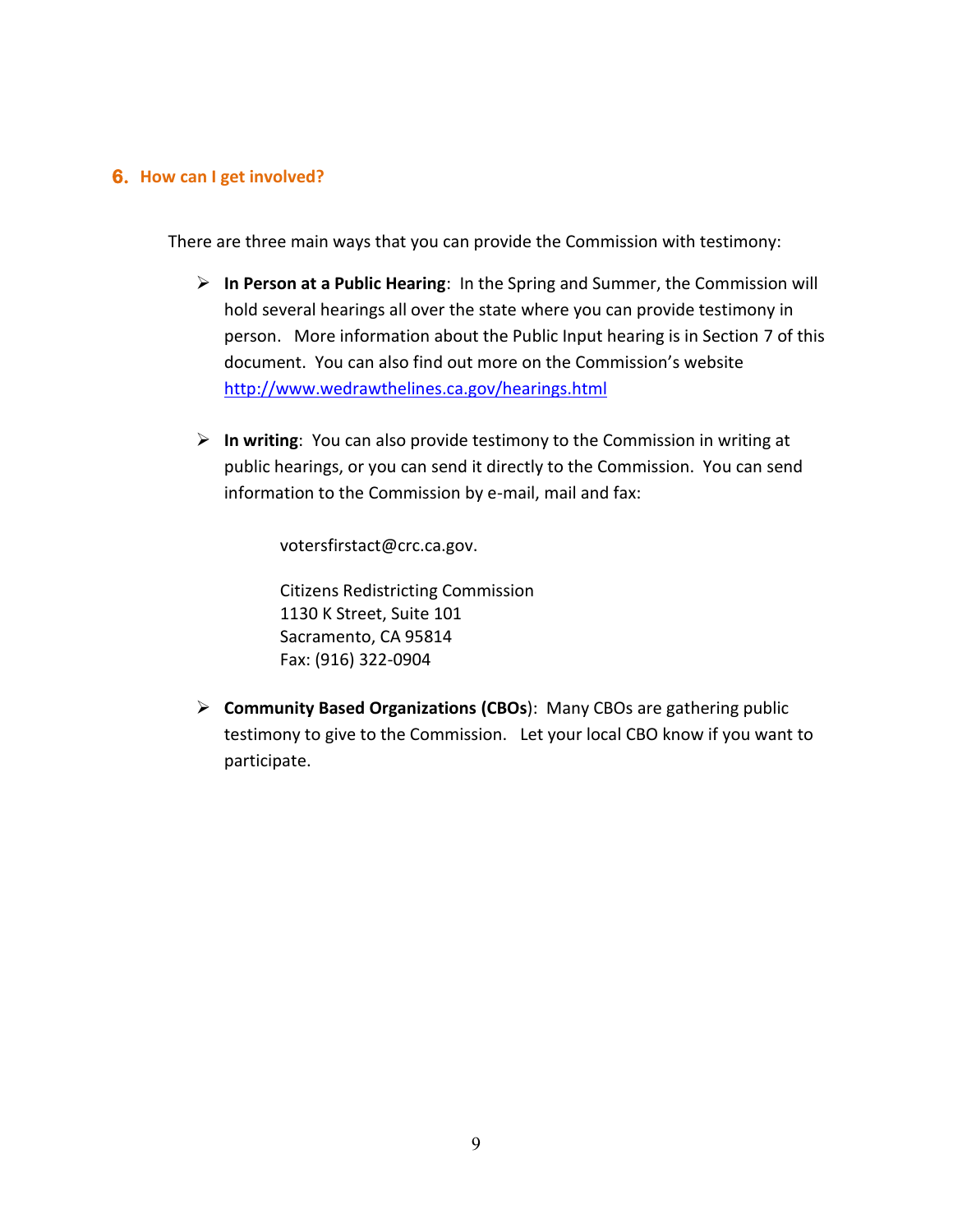## 6. How can I get involved?

There are three main ways that you can provide the Commission with testimony:

- **In Person at a Public Hearing**: In the Spring and Summer, the Commission will hold several hearings all over the state where you can provide testimony in person. More information about the Public Input hearing is in Section 7 of this document. You can also find out more on the Commission's website http://www.wedrawthelines.ca.gov/hearings.html

- **In writing**: You can also provide testimony to the Commission in writing at public hearings, or you can send it directly to the Commission. You can send information to the Commission by e-mail, mail and fax:

  votersfirstact@crc.ca.gov.

  Citizens Redistricting Commission
  1130 K Street, Suite 101
  Sacramento, CA 95814
  Fax: (916) 322-0904

- **Community Based Organizations (CBOs)**: Many CBOs are gathering public testimony to give to the Commission. Let your local CBO know if you want to participate.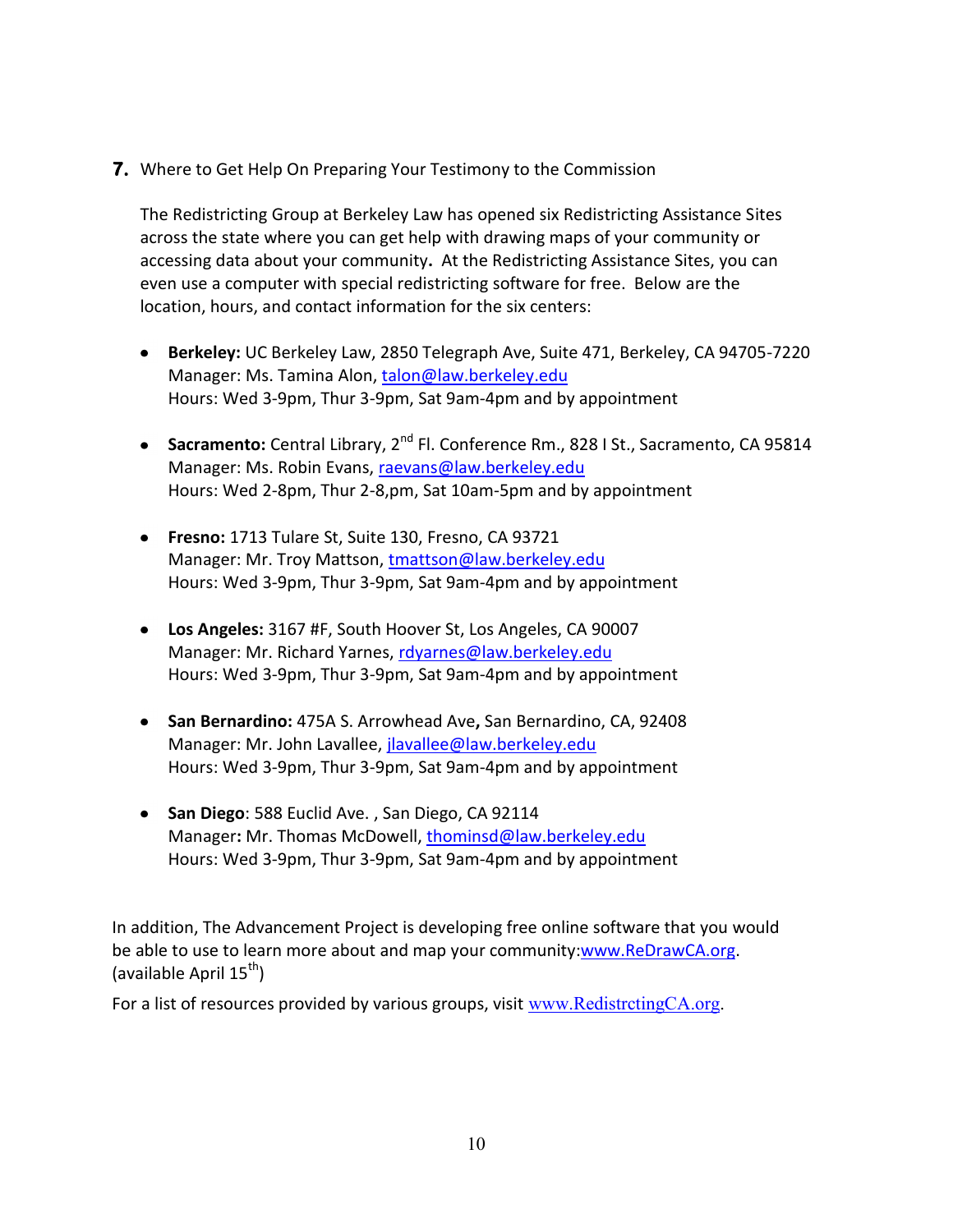7. Where to Get Help On Preparing Your Testimony to the Commission

The Redistricting Group at Berkeley Law has opened six Redistricting Assistance Sites across the state where you can get help with drawing maps of your community or accessing data about your community**.** At the Redistricting Assistance Sites, you can even use a computer with special redistricting software for free. Below are the location, hours, and contact information for the six centers:

- **Berkeley:** UC Berkeley Law, 2850 Telegraph Ave, Suite 471, Berkeley, CA 94705-7220
  Manager: Ms. Tamina Alon, talon@law.berkeley.edu
  Hours: Wed 3-9pm, Thur 3-9pm, Sat 9am-4pm and by appointment

- **Sacramento:** Central Library, 2nd Fl. Conference Rm., 828 I St., Sacramento, CA 95814
  Manager: Ms. Robin Evans, raevans@law.berkeley.edu
  Hours: Wed 2-8pm, Thur 2-8,pm, Sat 10am-5pm and by appointment

- **Fresno:** 1713 Tulare St, Suite 130, Fresno, CA 93721
  Manager: Mr. Troy Mattson, tmattson@law.berkeley.edu
  Hours: Wed 3-9pm, Thur 3-9pm, Sat 9am-4pm and by appointment

- **Los Angeles:** 3167 #F, South Hoover St, Los Angeles, CA 90007
  Manager: Mr. Richard Yarnes, rdyarnes@law.berkeley.edu
  Hours: Wed 3-9pm, Thur 3-9pm, Sat 9am-4pm and by appointment

- **San Bernardino:** 475A S. Arrowhead Ave**,** San Bernardino, CA, 92408
  Manager: Mr. John Lavallee, jlavallee@law.berkeley.edu
  Hours: Wed 3-9pm, Thur 3-9pm, Sat 9am-4pm and by appointment

- **San Diego**: 588 Euclid Ave. , San Diego, CA 92114
  Manager**:** Mr. Thomas McDowell, thominsd@law.berkeley.edu
  Hours: Wed 3-9pm, Thur 3-9pm, Sat 9am-4pm and by appointment

In addition, The Advancement Project is developing free online software that you would be able to use to learn more about and map your community:www.ReDrawCA.org. (available April 15th)

For a list of resources provided by various groups, visit www.RedistrctingCA.org.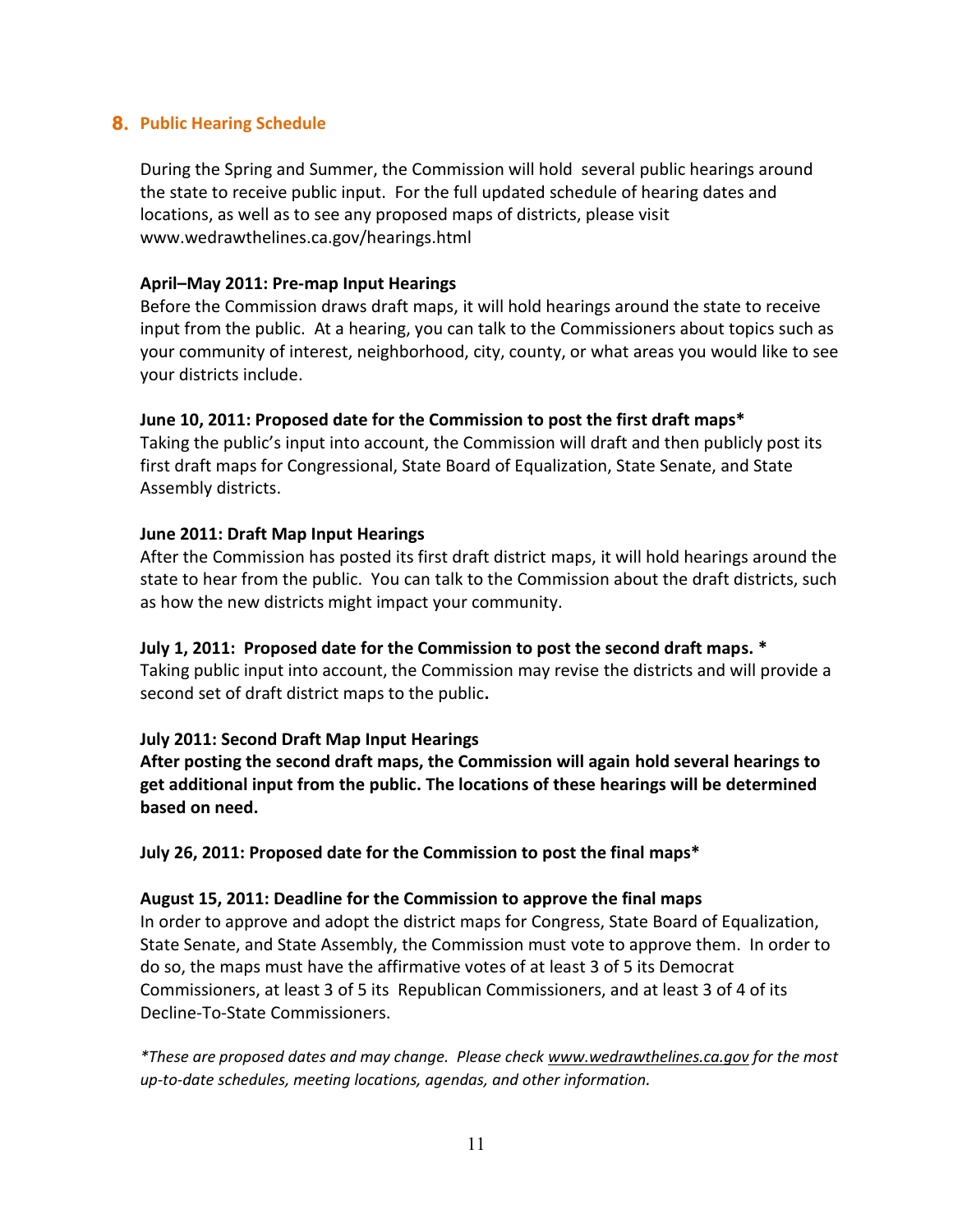## 8. Public Hearing Schedule

During the Spring and Summer, the Commission will hold several public hearings around the state to receive public input. For the full updated schedule of hearing dates and locations, as well as to see any proposed maps of districts, please visit www.wedrawthelines.ca.gov/hearings.html

**April–May 2011: Pre-map Input Hearings**
Before the Commission draws draft maps, it will hold hearings around the state to receive input from the public. At a hearing, you can talk to the Commissioners about topics such as your community of interest, neighborhood, city, county, or what areas you would like to see your districts include.

**June 10, 2011: Proposed date for the Commission to post the first draft maps***
Taking the public's input into account, the Commission will draft and then publicly post its first draft maps for Congressional, State Board of Equalization, State Senate, and State Assembly districts.

**June 2011: Draft Map Input Hearings**
After the Commission has posted its first draft district maps, it will hold hearings around the state to hear from the public. You can talk to the Commission about the draft districts, such as how the new districts might impact your community.

**July 1, 2011: Proposed date for the Commission to post the second draft maps. ***
Taking public input into account, the Commission may revise the districts and will provide a second set of draft district maps to the public**.**

**July 2011: Second Draft Map Input Hearings**
**After posting the second draft maps, the Commission will again hold several hearings to get additional input from the public. The locations of these hearings will be determined based on need.**

**July 26, 2011: Proposed date for the Commission to post the final maps***

**August 15, 2011: Deadline for the Commission to approve the final maps**
In order to approve and adopt the district maps for Congress, State Board of Equalization, State Senate, and State Assembly, the Commission must vote to approve them. In order to do so, the maps must have the affirmative votes of at least 3 of 5 its Democrat Commissioners, at least 3 of 5 its Republican Commissioners, and at least 3 of 4 of its Decline-To-State Commissioners.

*\*These are proposed dates and may change. Please check www.wedrawthelines.ca.gov for the most up-to-date schedules, meeting locations, agendas, and other information.*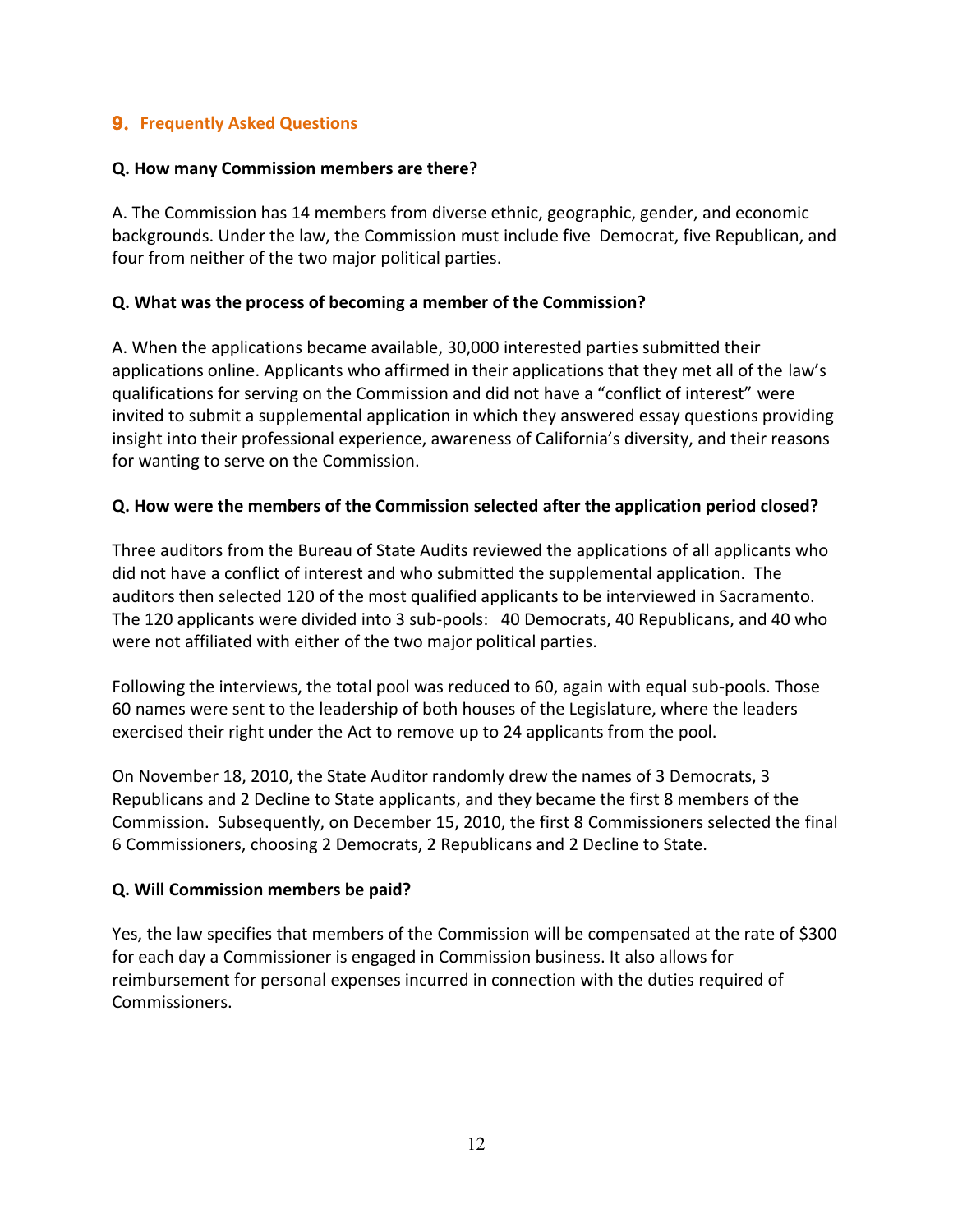## 9. Frequently Asked Questions

**Q. How many Commission members are there?**

A. The Commission has 14 members from diverse ethnic, geographic, gender, and economic backgrounds. Under the law, the Commission must include five Democrat, five Republican, and four from neither of the two major political parties.

**Q. What was the process of becoming a member of the Commission?**

A. When the applications became available, 30,000 interested parties submitted their applications online. Applicants who affirmed in their applications that they met all of the law's qualifications for serving on the Commission and did not have a "conflict of interest" were invited to submit a supplemental application in which they answered essay questions providing insight into their professional experience, awareness of California's diversity, and their reasons for wanting to serve on the Commission.

**Q. How were the members of the Commission selected after the application period closed?**

Three auditors from the Bureau of State Audits reviewed the applications of all applicants who did not have a conflict of interest and who submitted the supplemental application. The auditors then selected 120 of the most qualified applicants to be interviewed in Sacramento. The 120 applicants were divided into 3 sub-pools: 40 Democrats, 40 Republicans, and 40 who were not affiliated with either of the two major political parties.

Following the interviews, the total pool was reduced to 60, again with equal sub-pools. Those 60 names were sent to the leadership of both houses of the Legislature, where the leaders exercised their right under the Act to remove up to 24 applicants from the pool.

On November 18, 2010, the State Auditor randomly drew the names of 3 Democrats, 3 Republicans and 2 Decline to State applicants, and they became the first 8 members of the Commission. Subsequently, on December 15, 2010, the first 8 Commissioners selected the final 6 Commissioners, choosing 2 Democrats, 2 Republicans and 2 Decline to State.

**Q. Will Commission members be paid?**

Yes, the law specifies that members of the Commission will be compensated at the rate of $300 for each day a Commissioner is engaged in Commission business. It also allows for reimbursement for personal expenses incurred in connection with the duties required of Commissioners.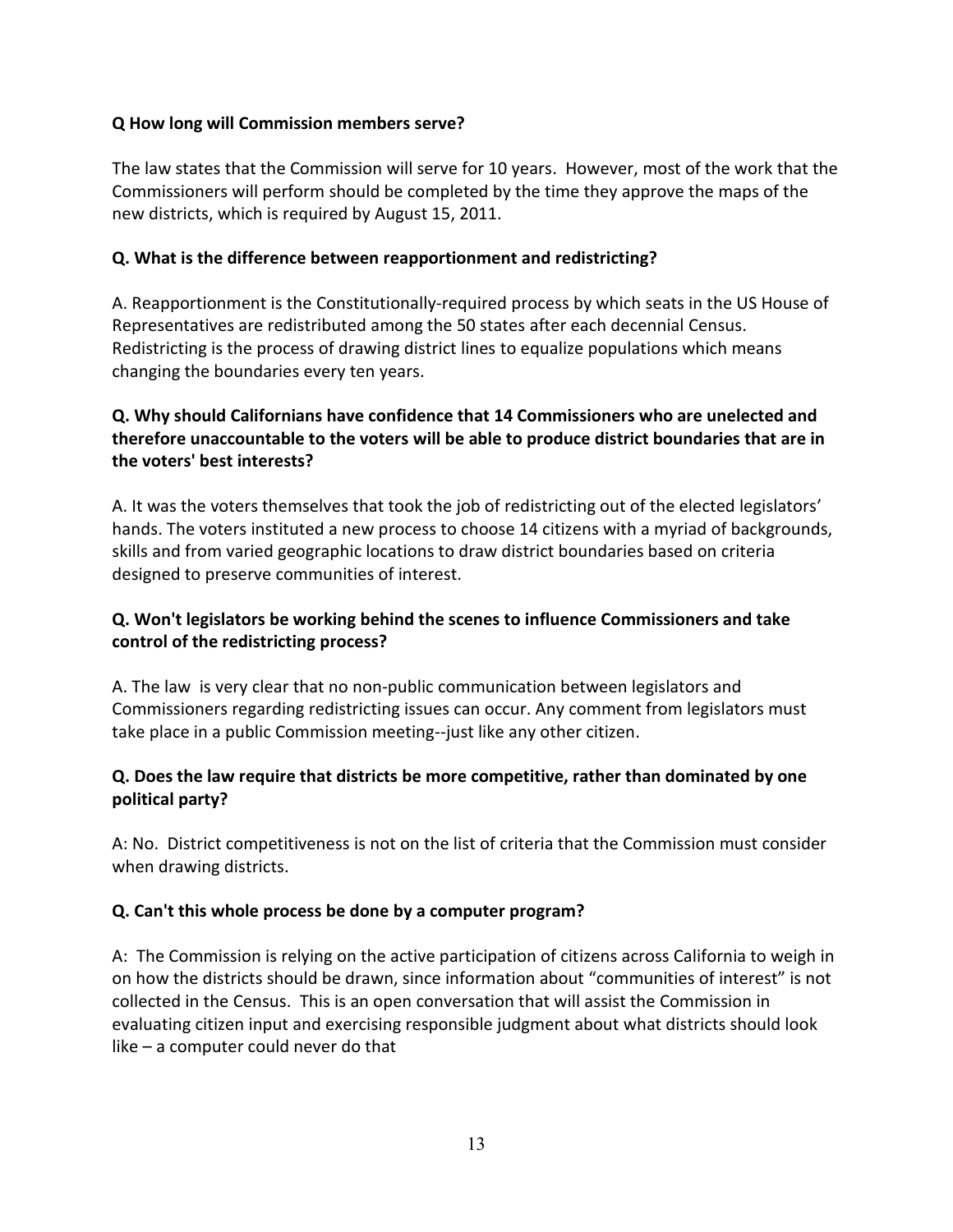**Q How long will Commission members serve?**

The law states that the Commission will serve for 10 years. However, most of the work that the Commissioners will perform should be completed by the time they approve the maps of the new districts, which is required by August 15, 2011.

**Q. What is the difference between reapportionment and redistricting?**

A. Reapportionment is the Constitutionally-required process by which seats in the US House of Representatives are redistributed among the 50 states after each decennial Census. Redistricting is the process of drawing district lines to equalize populations which means changing the boundaries every ten years.

**Q. Why should Californians have confidence that 14 Commissioners who are unelected and therefore unaccountable to the voters will be able to produce district boundaries that are in the voters' best interests?**

A. It was the voters themselves that took the job of redistricting out of the elected legislators' hands. The voters instituted a new process to choose 14 citizens with a myriad of backgrounds, skills and from varied geographic locations to draw district boundaries based on criteria designed to preserve communities of interest.

**Q. Won't legislators be working behind the scenes to influence Commissioners and take control of the redistricting process?**

A. The law is very clear that no non-public communication between legislators and Commissioners regarding redistricting issues can occur. Any comment from legislators must take place in a public Commission meeting--just like any other citizen.

**Q. Does the law require that districts be more competitive, rather than dominated by one political party?**

A: No. District competitiveness is not on the list of criteria that the Commission must consider when drawing districts.

**Q. Can't this whole process be done by a computer program?**

A: The Commission is relying on the active participation of citizens across California to weigh in on how the districts should be drawn, since information about "communities of interest" is not collected in the Census. This is an open conversation that will assist the Commission in evaluating citizen input and exercising responsible judgment about what districts should look like – a computer could never do that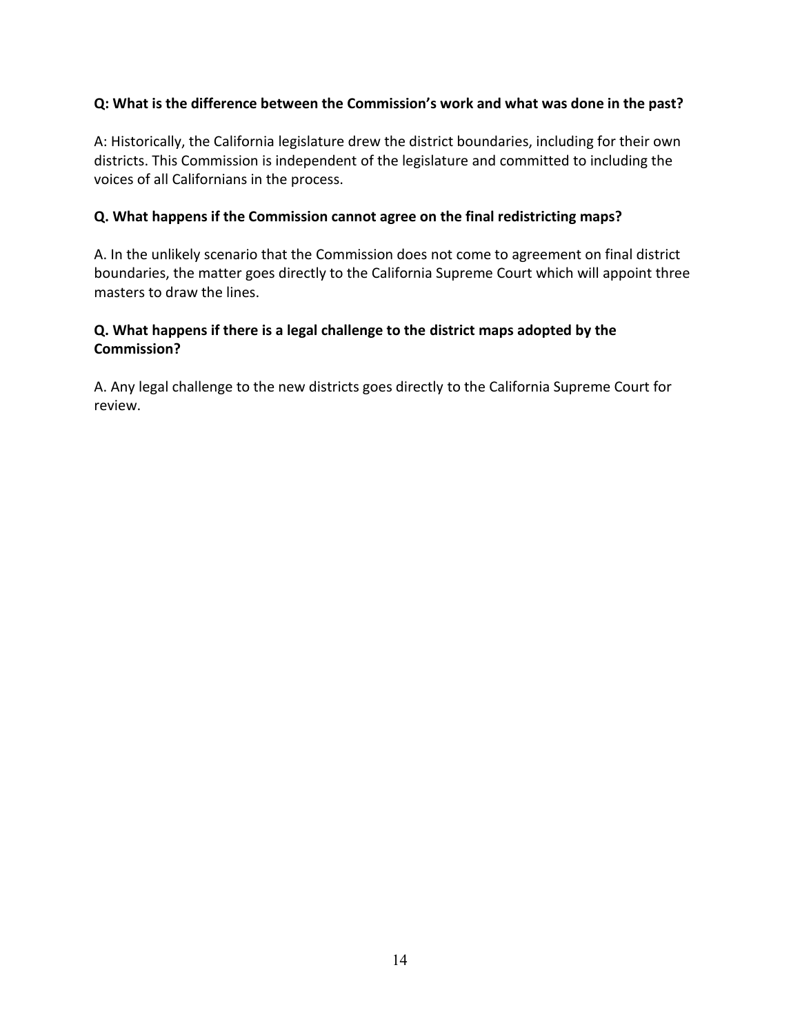**Q: What is the difference between the Commission's work and what was done in the past?**

A: Historically, the California legislature drew the district boundaries, including for their own districts. This Commission is independent of the legislature and committed to including the voices of all Californians in the process.

**Q. What happens if the Commission cannot agree on the final redistricting maps?**

A. In the unlikely scenario that the Commission does not come to agreement on final district boundaries, the matter goes directly to the California Supreme Court which will appoint three masters to draw the lines.

**Q. What happens if there is a legal challenge to the district maps adopted by the Commission?**

A. Any legal challenge to the new districts goes directly to the California Supreme Court for review.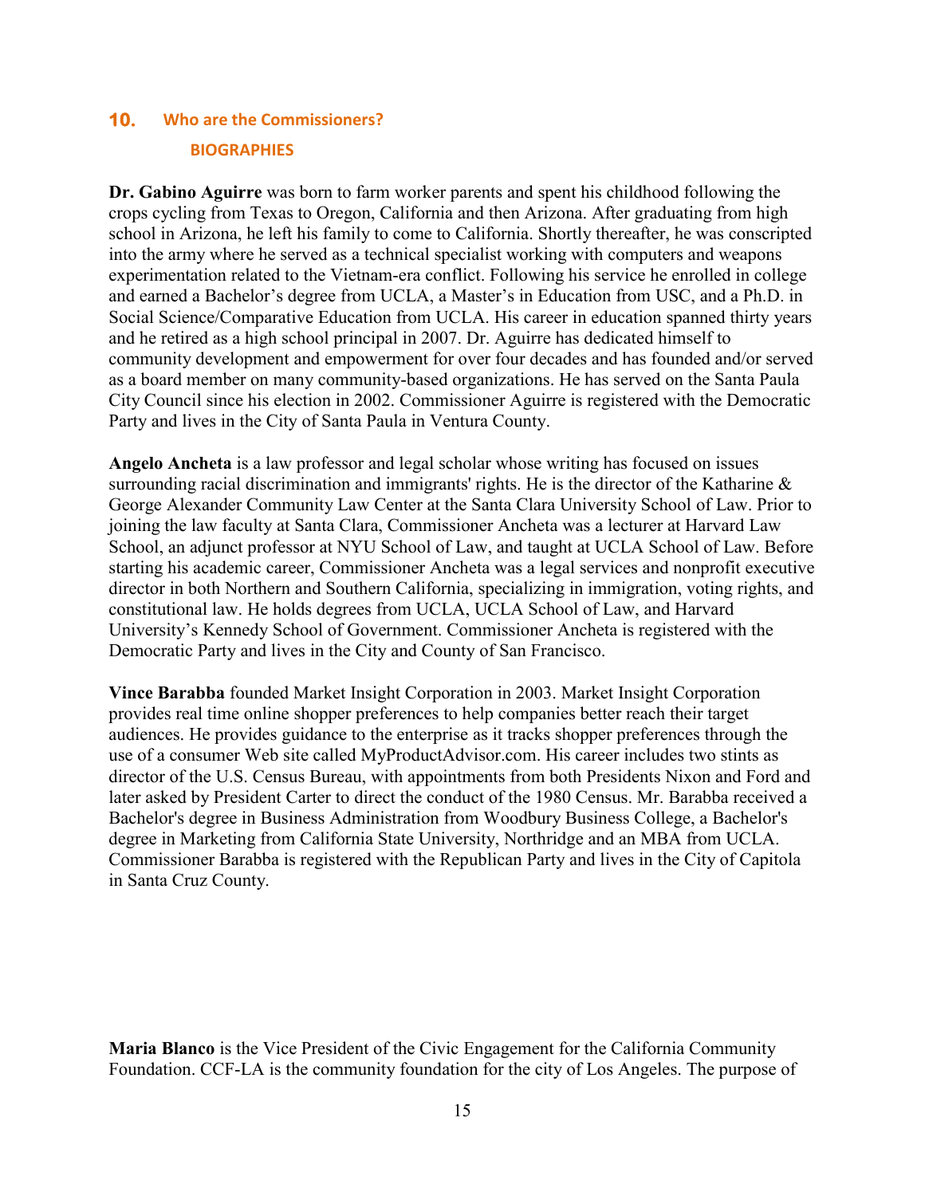## 10. Who are the Commissioners?

### BIOGRAPHIES

**Dr. Gabino Aguirre** was born to farm worker parents and spent his childhood following the crops cycling from Texas to Oregon, California and then Arizona. After graduating from high school in Arizona, he left his family to come to California. Shortly thereafter, he was conscripted into the army where he served as a technical specialist working with computers and weapons experimentation related to the Vietnam-era conflict. Following his service he enrolled in college and earned a Bachelor's degree from UCLA, a Master's in Education from USC, and a Ph.D. in Social Science/Comparative Education from UCLA. His career in education spanned thirty years and he retired as a high school principal in 2007. Dr. Aguirre has dedicated himself to community development and empowerment for over four decades and has founded and/or served as a board member on many community-based organizations. He has served on the Santa Paula City Council since his election in 2002. Commissioner Aguirre is registered with the Democratic Party and lives in the City of Santa Paula in Ventura County.

**Angelo Ancheta** is a law professor and legal scholar whose writing has focused on issues surrounding racial discrimination and immigrants' rights. He is the director of the Katharine & George Alexander Community Law Center at the Santa Clara University School of Law. Prior to joining the law faculty at Santa Clara, Commissioner Ancheta was a lecturer at Harvard Law School, an adjunct professor at NYU School of Law, and taught at UCLA School of Law. Before starting his academic career, Commissioner Ancheta was a legal services and nonprofit executive director in both Northern and Southern California, specializing in immigration, voting rights, and constitutional law. He holds degrees from UCLA, UCLA School of Law, and Harvard University's Kennedy School of Government. Commissioner Ancheta is registered with the Democratic Party and lives in the City and County of San Francisco.

**Vince Barabba** founded Market Insight Corporation in 2003. Market Insight Corporation provides real time online shopper preferences to help companies better reach their target audiences. He provides guidance to the enterprise as it tracks shopper preferences through the use of a consumer Web site called MyProductAdvisor.com. His career includes two stints as director of the U.S. Census Bureau, with appointments from both Presidents Nixon and Ford and later asked by President Carter to direct the conduct of the 1980 Census. Mr. Barabba received a Bachelor's degree in Business Administration from Woodbury Business College, a Bachelor's degree in Marketing from California State University, Northridge and an MBA from UCLA. Commissioner Barabba is registered with the Republican Party and lives in the City of Capitola in Santa Cruz County.

**Maria Blanco** is the Vice President of the Civic Engagement for the California Community Foundation. CCF-LA is the community foundation for the city of Los Angeles. The purpose of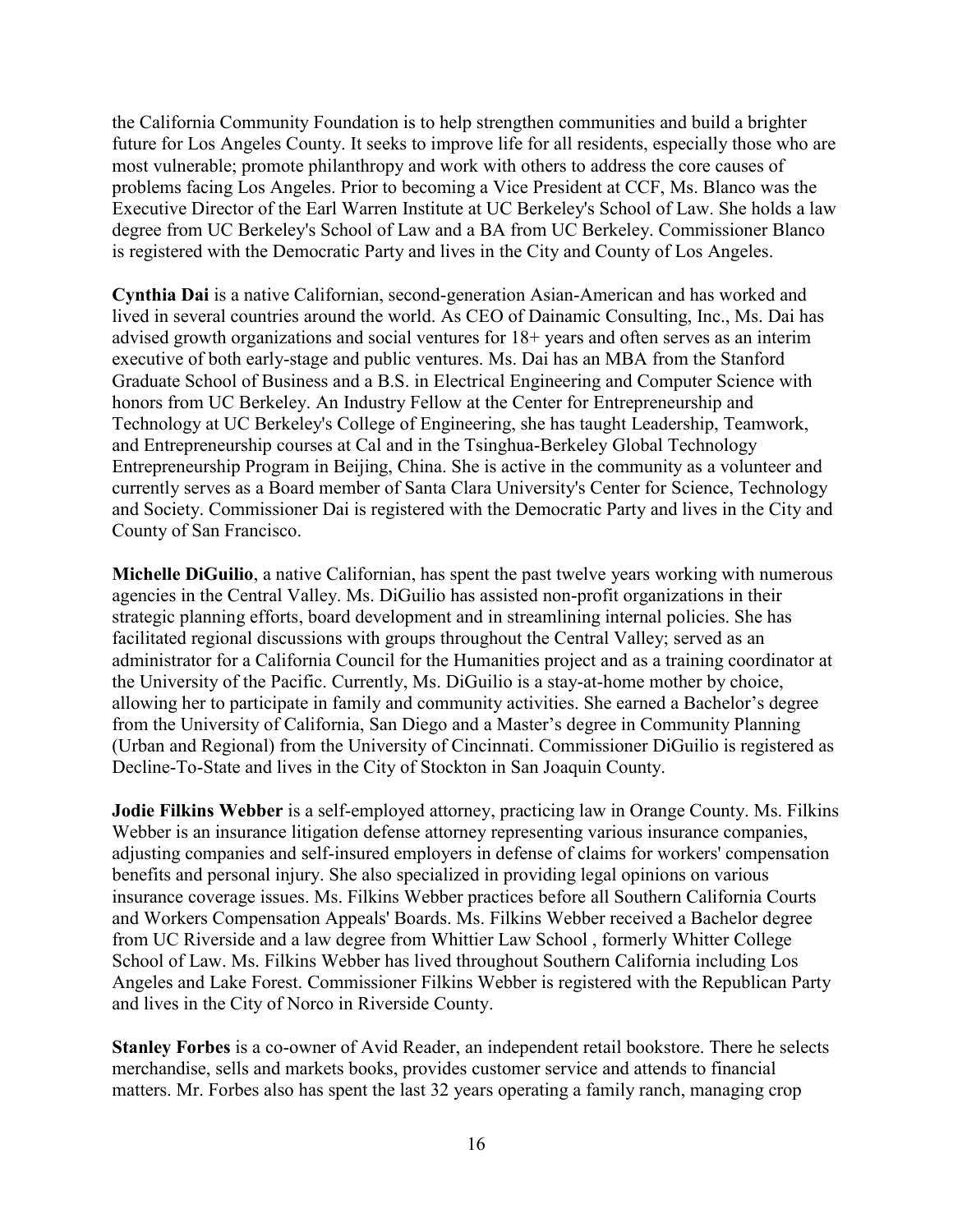the California Community Foundation is to help strengthen communities and build a brighter future for Los Angeles County. It seeks to improve life for all residents, especially those who are most vulnerable; promote philanthropy and work with others to address the core causes of problems facing Los Angeles. Prior to becoming a Vice President at CCF, Ms. Blanco was the Executive Director of the Earl Warren Institute at UC Berkeley's School of Law. She holds a law degree from UC Berkeley's School of Law and a BA from UC Berkeley. Commissioner Blanco is registered with the Democratic Party and lives in the City and County of Los Angeles.

**Cynthia Dai** is a native Californian, second-generation Asian-American and has worked and lived in several countries around the world. As CEO of Dainamic Consulting, Inc., Ms. Dai has advised growth organizations and social ventures for 18+ years and often serves as an interim executive of both early-stage and public ventures. Ms. Dai has an MBA from the Stanford Graduate School of Business and a B.S. in Electrical Engineering and Computer Science with honors from UC Berkeley. An Industry Fellow at the Center for Entrepreneurship and Technology at UC Berkeley's College of Engineering, she has taught Leadership, Teamwork, and Entrepreneurship courses at Cal and in the Tsinghua-Berkeley Global Technology Entrepreneurship Program in Beijing, China. She is active in the community as a volunteer and currently serves as a Board member of Santa Clara University's Center for Science, Technology and Society. Commissioner Dai is registered with the Democratic Party and lives in the City and County of San Francisco.

**Michelle DiGuilio**, a native Californian, has spent the past twelve years working with numerous agencies in the Central Valley. Ms. DiGuilio has assisted non-profit organizations in their strategic planning efforts, board development and in streamlining internal policies. She has facilitated regional discussions with groups throughout the Central Valley; served as an administrator for a California Council for the Humanities project and as a training coordinator at the University of the Pacific. Currently, Ms. DiGuilio is a stay-at-home mother by choice, allowing her to participate in family and community activities. She earned a Bachelor's degree from the University of California, San Diego and a Master's degree in Community Planning (Urban and Regional) from the University of Cincinnati. Commissioner DiGuilio is registered as Decline-To-State and lives in the City of Stockton in San Joaquin County.

**Jodie Filkins Webber** is a self-employed attorney, practicing law in Orange County. Ms. Filkins Webber is an insurance litigation defense attorney representing various insurance companies, adjusting companies and self-insured employers in defense of claims for workers' compensation benefits and personal injury. She also specialized in providing legal opinions on various insurance coverage issues. Ms. Filkins Webber practices before all Southern California Courts and Workers Compensation Appeals' Boards. Ms. Filkins Webber received a Bachelor degree from UC Riverside and a law degree from Whittier Law School , formerly Whitter College School of Law. Ms. Filkins Webber has lived throughout Southern California including Los Angeles and Lake Forest. Commissioner Filkins Webber is registered with the Republican Party and lives in the City of Norco in Riverside County.

**Stanley Forbes** is a co-owner of Avid Reader, an independent retail bookstore. There he selects merchandise, sells and markets books, provides customer service and attends to financial matters. Mr. Forbes also has spent the last 32 years operating a family ranch, managing crop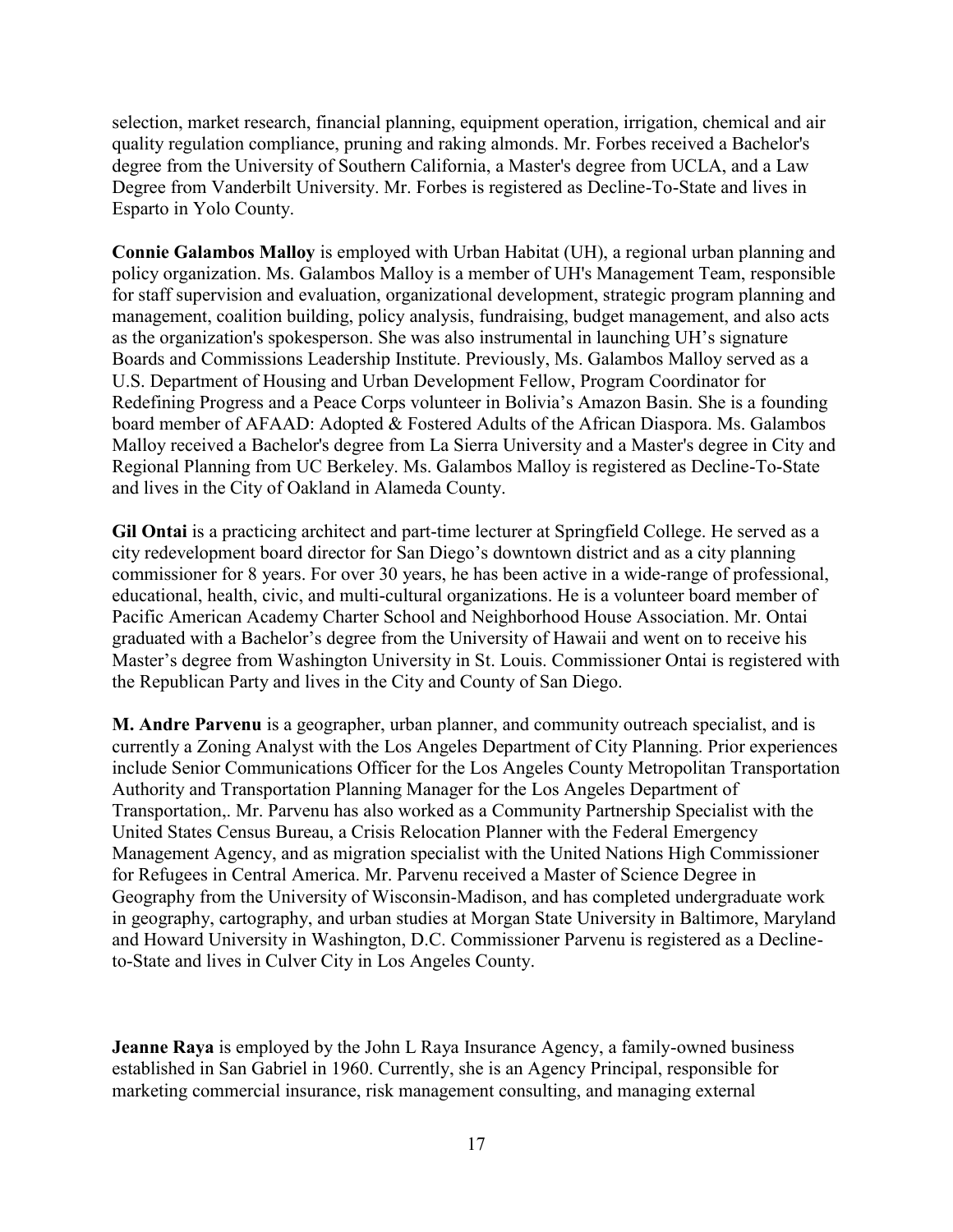selection, market research, financial planning, equipment operation, irrigation, chemical and air quality regulation compliance, pruning and raking almonds. Mr. Forbes received a Bachelor's degree from the University of Southern California, a Master's degree from UCLA, and a Law Degree from Vanderbilt University. Mr. Forbes is registered as Decline-To-State and lives in Esparto in Yolo County.

**Connie Galambos Malloy** is employed with Urban Habitat (UH), a regional urban planning and policy organization. Ms. Galambos Malloy is a member of UH's Management Team, responsible for staff supervision and evaluation, organizational development, strategic program planning and management, coalition building, policy analysis, fundraising, budget management, and also acts as the organization's spokesperson. She was also instrumental in launching UH's signature Boards and Commissions Leadership Institute. Previously, Ms. Galambos Malloy served as a U.S. Department of Housing and Urban Development Fellow, Program Coordinator for Redefining Progress and a Peace Corps volunteer in Bolivia's Amazon Basin. She is a founding board member of AFAAD: Adopted & Fostered Adults of the African Diaspora. Ms. Galambos Malloy received a Bachelor's degree from La Sierra University and a Master's degree in City and Regional Planning from UC Berkeley. Ms. Galambos Malloy is registered as Decline-To-State and lives in the City of Oakland in Alameda County.

**Gil Ontai** is a practicing architect and part-time lecturer at Springfield College. He served as a city redevelopment board director for San Diego's downtown district and as a city planning commissioner for 8 years. For over 30 years, he has been active in a wide-range of professional, educational, health, civic, and multi-cultural organizations. He is a volunteer board member of Pacific American Academy Charter School and Neighborhood House Association. Mr. Ontai graduated with a Bachelor's degree from the University of Hawaii and went on to receive his Master's degree from Washington University in St. Louis. Commissioner Ontai is registered with the Republican Party and lives in the City and County of San Diego.

**M. Andre Parvenu** is a geographer, urban planner, and community outreach specialist, and is currently a Zoning Analyst with the Los Angeles Department of City Planning. Prior experiences include Senior Communications Officer for the Los Angeles County Metropolitan Transportation Authority and Transportation Planning Manager for the Los Angeles Department of Transportation,. Mr. Parvenu has also worked as a Community Partnership Specialist with the United States Census Bureau, a Crisis Relocation Planner with the Federal Emergency Management Agency, and as migration specialist with the United Nations High Commissioner for Refugees in Central America. Mr. Parvenu received a Master of Science Degree in Geography from the University of Wisconsin-Madison, and has completed undergraduate work in geography, cartography, and urban studies at Morgan State University in Baltimore, Maryland and Howard University in Washington, D.C. Commissioner Parvenu is registered as a Decline-to-State and lives in Culver City in Los Angeles County.

**Jeanne Raya** is employed by the John L Raya Insurance Agency, a family-owned business established in San Gabriel in 1960. Currently, she is an Agency Principal, responsible for marketing commercial insurance, risk management consulting, and managing external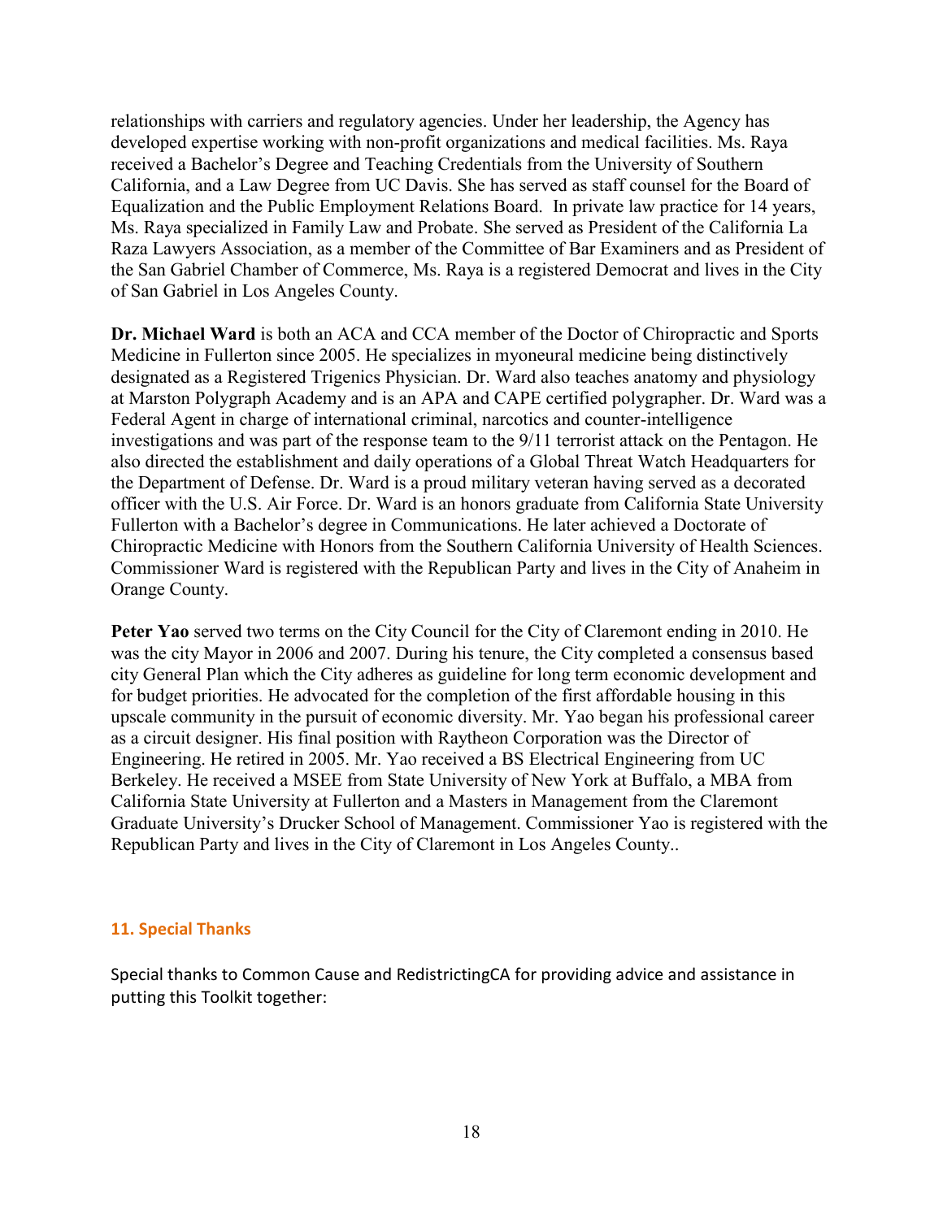relationships with carriers and regulatory agencies. Under her leadership, the Agency has developed expertise working with non-profit organizations and medical facilities. Ms. Raya received a Bachelor's Degree and Teaching Credentials from the University of Southern California, and a Law Degree from UC Davis. She has served as staff counsel for the Board of Equalization and the Public Employment Relations Board. In private law practice for 14 years, Ms. Raya specialized in Family Law and Probate. She served as President of the California La Raza Lawyers Association, as a member of the Committee of Bar Examiners and as President of the San Gabriel Chamber of Commerce, Ms. Raya is a registered Democrat and lives in the City of San Gabriel in Los Angeles County.

**Dr. Michael Ward** is both an ACA and CCA member of the Doctor of Chiropractic and Sports Medicine in Fullerton since 2005. He specializes in myoneural medicine being distinctively designated as a Registered Trigenics Physician. Dr. Ward also teaches anatomy and physiology at Marston Polygraph Academy and is an APA and CAPE certified polygrapher. Dr. Ward was a Federal Agent in charge of international criminal, narcotics and counter-intelligence investigations and was part of the response team to the 9/11 terrorist attack on the Pentagon. He also directed the establishment and daily operations of a Global Threat Watch Headquarters for the Department of Defense. Dr. Ward is a proud military veteran having served as a decorated officer with the U.S. Air Force. Dr. Ward is an honors graduate from California State University Fullerton with a Bachelor's degree in Communications. He later achieved a Doctorate of Chiropractic Medicine with Honors from the Southern California University of Health Sciences. Commissioner Ward is registered with the Republican Party and lives in the City of Anaheim in Orange County.

**Peter Yao** served two terms on the City Council for the City of Claremont ending in 2010. He was the city Mayor in 2006 and 2007. During his tenure, the City completed a consensus based city General Plan which the City adheres as guideline for long term economic development and for budget priorities. He advocated for the completion of the first affordable housing in this upscale community in the pursuit of economic diversity. Mr. Yao began his professional career as a circuit designer. His final position with Raytheon Corporation was the Director of Engineering. He retired in 2005. Mr. Yao received a BS Electrical Engineering from UC Berkeley. He received a MSEE from State University of New York at Buffalo, a MBA from California State University at Fullerton and a Masters in Management from the Claremont Graduate University's Drucker School of Management. Commissioner Yao is registered with the Republican Party and lives in the City of Claremont in Los Angeles County..

## 11. Special Thanks

Special thanks to Common Cause and RedistrictingCA for providing advice and assistance in putting this Toolkit together: